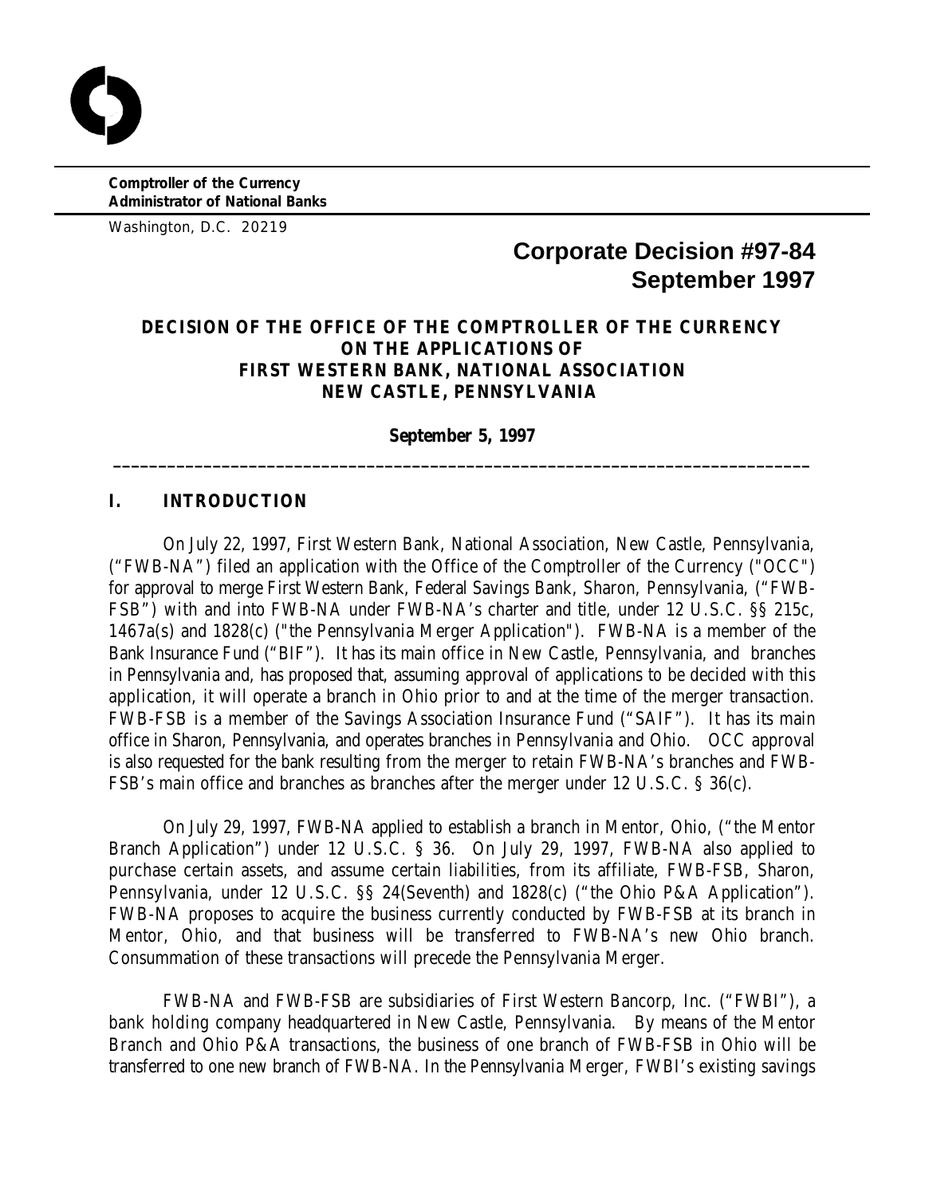**Comptroller of the Currency**
**Administrator of National Banks**

Washington, D.C. 20219

# Corporate Decision #97-84
# September 1997

## DECISION OF THE OFFICE OF THE COMPTROLLER OF THE CURRENCY ON THE APPLICATIONS OF FIRST WESTERN BANK, NATIONAL ASSOCIATION NEW CASTLE, PENNSYLVANIA

**September 5, 1997**

---

## I. INTRODUCTION

On July 22, 1997, First Western Bank, National Association, New Castle, Pennsylvania, ("FWB-NA") filed an application with the Office of the Comptroller of the Currency ("OCC") for approval to merge First Western Bank, Federal Savings Bank, Sharon, Pennsylvania, ("FWB-FSB") with and into FWB-NA under FWB-NA's charter and title, under 12 U.S.C. §§ 215c, 1467a(s) and 1828(c) ("the Pennsylvania Merger Application"). FWB-NA is a member of the Bank Insurance Fund ("BIF"). It has its main office in New Castle, Pennsylvania, and branches in Pennsylvania and, has proposed that, assuming approval of applications to be decided with this application, it will operate a branch in Ohio prior to and at the time of the merger transaction. FWB-FSB is a member of the Savings Association Insurance Fund ("SAIF"). It has its main office in Sharon, Pennsylvania, and operates branches in Pennsylvania and Ohio. OCC approval is also requested for the bank resulting from the merger to retain FWB-NA's branches and FWB-FSB's main office and branches as branches after the merger under 12 U.S.C. § 36(c).

On July 29, 1997, FWB-NA applied to establish a branch in Mentor, Ohio, ("the Mentor Branch Application") under 12 U.S.C. § 36. On July 29, 1997, FWB-NA also applied to purchase certain assets, and assume certain liabilities, from its affiliate, FWB-FSB, Sharon, Pennsylvania, under 12 U.S.C. §§ 24(Seventh) and 1828(c) ("the Ohio P&A Application"). FWB-NA proposes to acquire the business currently conducted by FWB-FSB at its branch in Mentor, Ohio, and that business will be transferred to FWB-NA's new Ohio branch. Consummation of these transactions will precede the Pennsylvania Merger.

FWB-NA and FWB-FSB are subsidiaries of First Western Bancorp, Inc. ("FWBI"), a bank holding company headquartered in New Castle, Pennsylvania. By means of the Mentor Branch and Ohio P&A transactions, the business of one branch of FWB-FSB in Ohio will be transferred to one new branch of FWB-NA. In the Pennsylvania Merger, FWBI's existing savings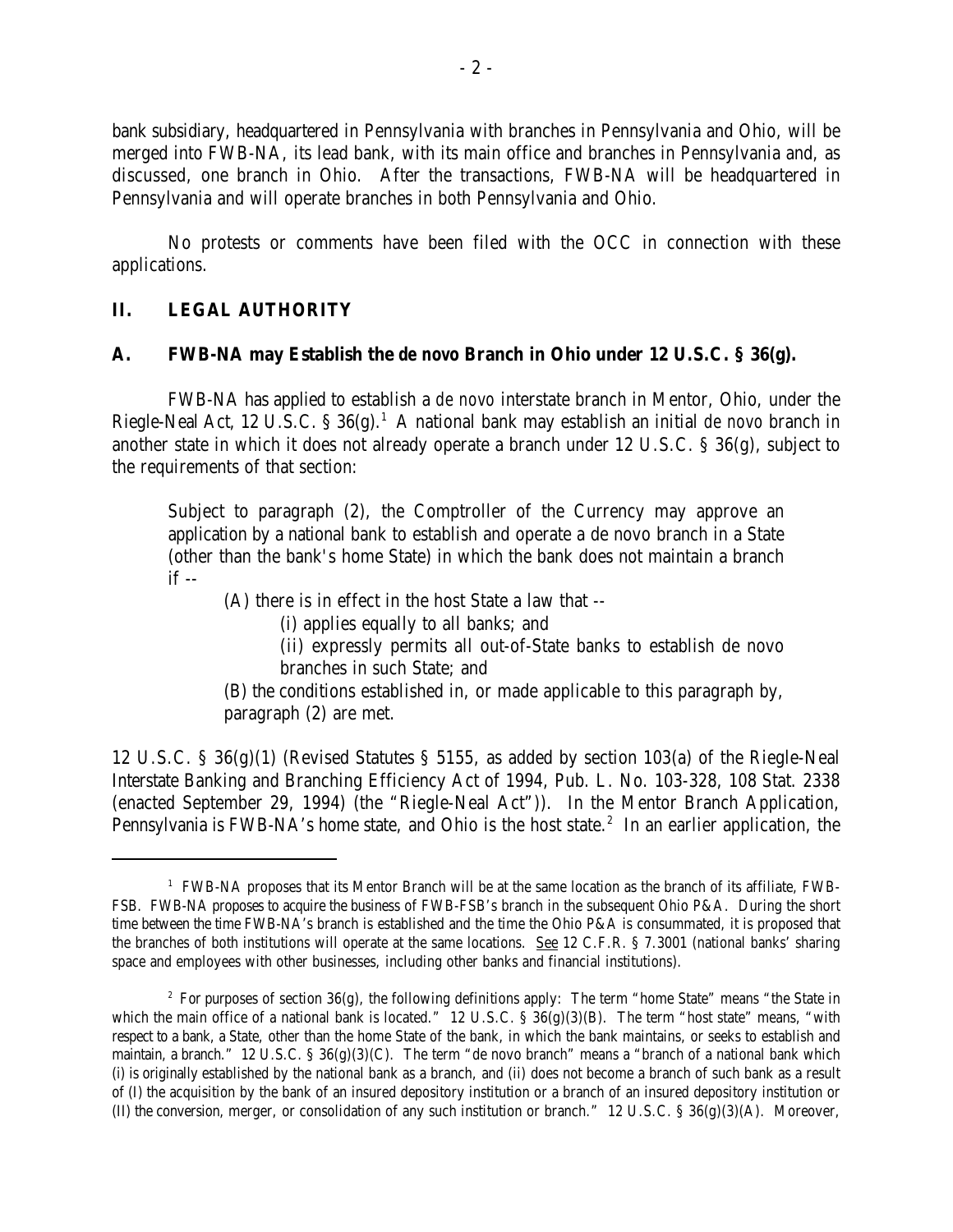bank subsidiary, headquartered in Pennsylvania with branches in Pennsylvania and Ohio, will be merged into FWB-NA, its lead bank, with its main office and branches in Pennsylvania and, as discussed, one branch in Ohio. After the transactions, FWB-NA will be headquartered in Pennsylvania and will operate branches in both Pennsylvania and Ohio.

No protests or comments have been filed with the OCC in connection with these applications.

## II. LEGAL AUTHORITY

### A. FWB-NA may Establish the de novo Branch in Ohio under 12 U.S.C. § 36(g).

FWB-NA has applied to establish a *de novo* interstate branch in Mentor, Ohio, under the Riegle-Neal Act, 12 U.S.C. § 36(g).[1] A national bank may establish an initial *de novo* branch in another state in which it does not already operate a branch under 12 U.S.C. § 36(g), subject to the requirements of that section:

> Subject to paragraph (2), the Comptroller of the Currency may approve an application by a national bank to establish and operate a de novo branch in a State (other than the bank's home State) in which the bank does not maintain a branch if --
>
> (A) there is in effect in the host State a law that --
>
> (i) applies equally to all banks; and
>
> (ii) expressly permits all out-of-State banks to establish de novo branches in such State; and
>
> (B) the conditions established in, or made applicable to this paragraph by, paragraph (2) are met.

12 U.S.C. § 36(g)(1) (Revised Statutes § 5155, as added by section 103(a) of the Riegle-Neal Interstate Banking and Branching Efficiency Act of 1994, Pub. L. No. 103-328, 108 Stat. 2338 (enacted September 29, 1994) (the "Riegle-Neal Act")). In the Mentor Branch Application, Pennsylvania is FWB-NA's home state, and Ohio is the host state.[2] In an earlier application, the

---

[1] FWB-NA proposes that its Mentor Branch will be at the same location as the branch of its affiliate, FWB-FSB. FWB-NA proposes to acquire the business of FWB-FSB's branch in the subsequent Ohio P&A. During the short time between the time FWB-NA's branch is established and the time the Ohio P&A is consummated, it is proposed that the branches of both institutions will operate at the same locations. See 12 C.F.R. § 7.3001 (national banks' sharing space and employees with other businesses, including other banks and financial institutions).

[2] For purposes of section 36(g), the following definitions apply: The term "home State" means "the State in which the main office of a national bank is located." 12 U.S.C. § 36(g)(3)(B). The term "host state" means, "with respect to a bank, a State, other than the home State of the bank, in which the bank maintains, or seeks to establish and maintain, a branch." 12 U.S.C. § 36(g)(3)(C). The term "de novo branch" means a "branch of a national bank which (i) is originally established by the national bank as a branch, and (ii) does not become a branch of such bank as a result of (I) the acquisition by the bank of an insured depository institution or a branch of an insured depository institution or (II) the conversion, merger, or consolidation of any such institution or branch." 12 U.S.C. § 36(g)(3)(A). Moreover,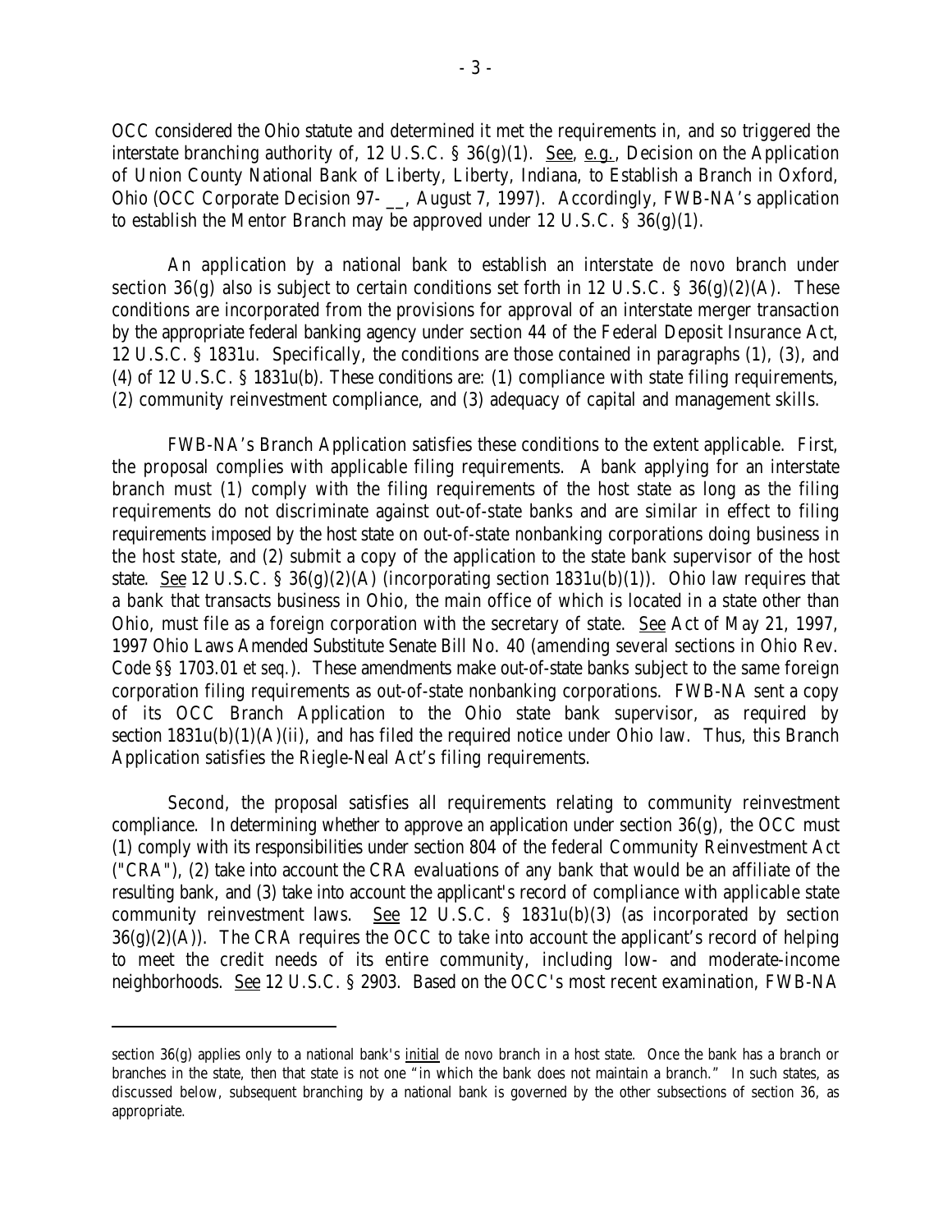OCC considered the Ohio statute and determined it met the requirements in, and so triggered the interstate branching authority of, 12 U.S.C. § 36(g)(1). See, e.g., Decision on the Application of Union County National Bank of Liberty, Liberty, Indiana, to Establish a Branch in Oxford, Ohio (OCC Corporate Decision 97- __, August 7, 1997). Accordingly, FWB-NA's application to establish the Mentor Branch may be approved under 12 U.S.C. § 36(g)(1).

An application by a national bank to establish an interstate *de novo* branch under section 36(g) also is subject to certain conditions set forth in 12 U.S.C. § 36(g)(2)(A). These conditions are incorporated from the provisions for approval of an interstate merger transaction by the appropriate federal banking agency under section 44 of the Federal Deposit Insurance Act, 12 U.S.C. § 1831u. Specifically, the conditions are those contained in paragraphs (1), (3), and (4) of 12 U.S.C. § 1831u(b). These conditions are: (1) compliance with state filing requirements, (2) community reinvestment compliance, and (3) adequacy of capital and management skills.

FWB-NA's Branch Application satisfies these conditions to the extent applicable. First, the proposal complies with applicable filing requirements. A bank applying for an interstate branch must (1) comply with the filing requirements of the host state as long as the filing requirements do not discriminate against out-of-state banks and are similar in effect to filing requirements imposed by the host state on out-of-state nonbanking corporations doing business in the host state, and (2) submit a copy of the application to the state bank supervisor of the host state. See 12 U.S.C. § 36(g)(2)(A) (incorporating section 1831u(b)(1)). Ohio law requires that a bank that transacts business in Ohio, the main office of which is located in a state other than Ohio, must file as a foreign corporation with the secretary of state. See Act of May 21, 1997, 1997 Ohio Laws Amended Substitute Senate Bill No. 40 (amending several sections in Ohio Rev. Code §§ 1703.01 *et seq.*). These amendments make out-of-state banks subject to the same foreign corporation filing requirements as out-of-state nonbanking corporations. FWB-NA sent a copy of its OCC Branch Application to the Ohio state bank supervisor, as required by section 1831u(b)(1)(A)(ii), and has filed the required notice under Ohio law. Thus, this Branch Application satisfies the Riegle-Neal Act's filing requirements.

Second, the proposal satisfies all requirements relating to community reinvestment compliance. In determining whether to approve an application under section 36(g), the OCC must (1) comply with its responsibilities under section 804 of the federal Community Reinvestment Act ("CRA"), (2) take into account the CRA evaluations of any bank that would be an affiliate of the resulting bank, and (3) take into account the applicant's record of compliance with applicable state community reinvestment laws. See 12 U.S.C. § 1831u(b)(3) (as incorporated by section 36(g)(2)(A)). The CRA requires the OCC to take into account the applicant's record of helping to meet the credit needs of its entire community, including low- and moderate-income neighborhoods. See 12 U.S.C. § 2903. Based on the OCC's most recent examination, FWB-NA

---

section 36(g) applies only to a national bank's initial *de novo* branch in a host state. Once the bank has a branch or branches in the state, then that state is not one "in which the bank does not maintain a branch." In such states, as discussed below, subsequent branching by a national bank is governed by the other subsections of section 36, as appropriate.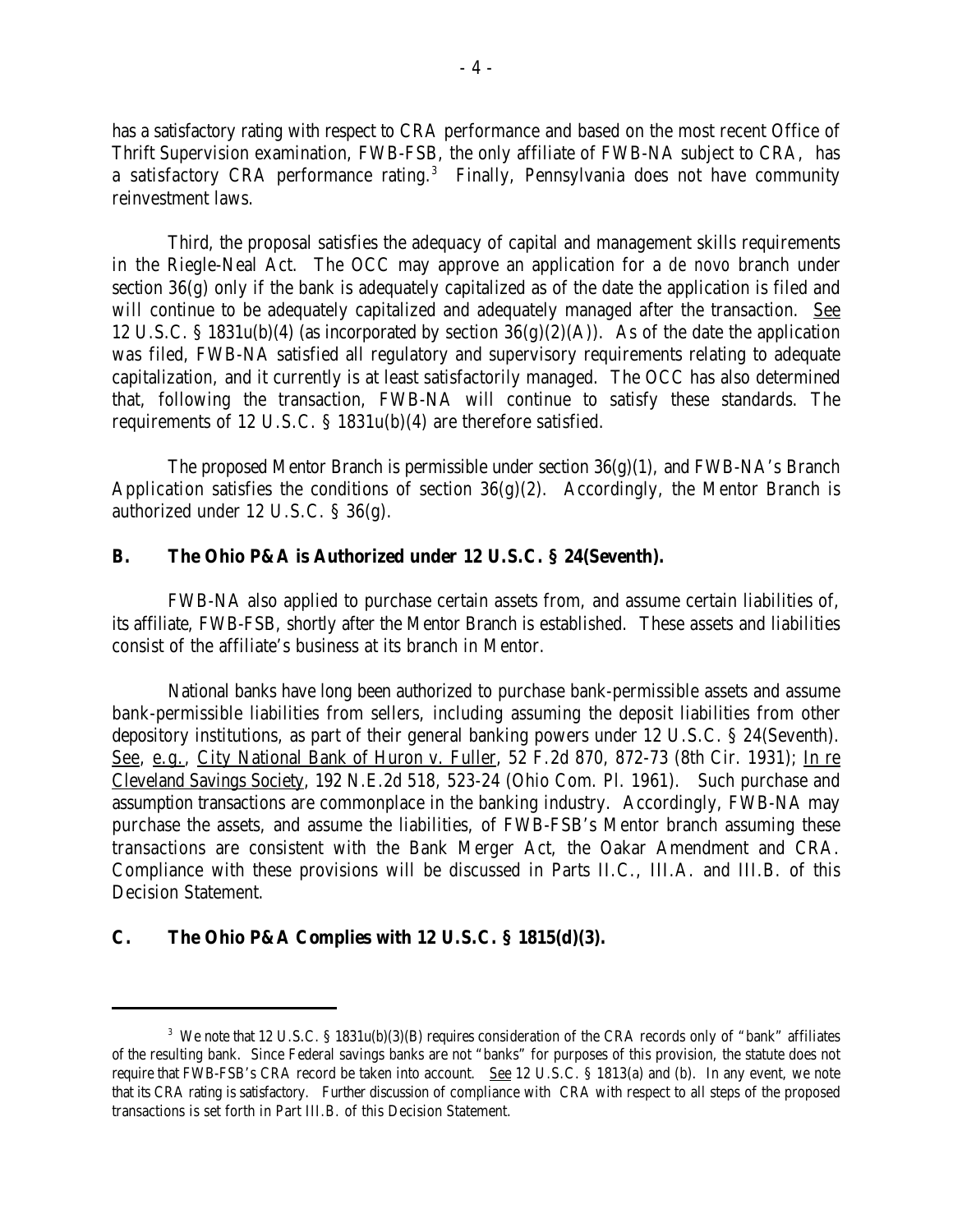has a satisfactory rating with respect to CRA performance and based on the most recent Office of Thrift Supervision examination, FWB-FSB, the only affiliate of FWB-NA subject to CRA, has a satisfactory CRA performance rating.[3] Finally, Pennsylvania does not have community reinvestment laws.

Third, the proposal satisfies the adequacy of capital and management skills requirements in the Riegle-Neal Act. The OCC may approve an application for a *de novo* branch under section 36(g) only if the bank is adequately capitalized as of the date the application is filed and will continue to be adequately capitalized and adequately managed after the transaction. See 12 U.S.C. § 1831u(b)(4) (as incorporated by section 36(g)(2)(A)). As of the date the application was filed, FWB-NA satisfied all regulatory and supervisory requirements relating to adequate capitalization, and it currently is at least satisfactorily managed. The OCC has also determined that, following the transaction, FWB-NA will continue to satisfy these standards. The requirements of 12 U.S.C. § 1831u(b)(4) are therefore satisfied.

The proposed Mentor Branch is permissible under section 36(g)(1), and FWB-NA's Branch Application satisfies the conditions of section 36(g)(2). Accordingly, the Mentor Branch is authorized under 12 U.S.C. § 36(g).

### B. The Ohio P&A is Authorized under 12 U.S.C. § 24(Seventh).

FWB-NA also applied to purchase certain assets from, and assume certain liabilities of, its affiliate, FWB-FSB, shortly after the Mentor Branch is established. These assets and liabilities consist of the affiliate's business at its branch in Mentor.

National banks have long been authorized to purchase bank-permissible assets and assume bank-permissible liabilities from sellers, including assuming the deposit liabilities from other depository institutions, as part of their general banking powers under 12 U.S.C. § 24(Seventh). See, e.g., City National Bank of Huron v. Fuller, 52 F.2d 870, 872-73 (8th Cir. 1931); In re Cleveland Savings Society, 192 N.E.2d 518, 523-24 (Ohio Com. Pl. 1961). Such purchase and assumption transactions are commonplace in the banking industry. Accordingly, FWB-NA may purchase the assets, and assume the liabilities, of FWB-FSB's Mentor branch assuming these transactions are consistent with the Bank Merger Act, the Oakar Amendment and CRA. Compliance with these provisions will be discussed in Parts II.C., III.A. and III.B. of this Decision Statement.

### C. The Ohio P&A Complies with 12 U.S.C. § 1815(d)(3).

---

[3] We note that 12 U.S.C. § 1831u(b)(3)(B) requires consideration of the CRA records only of "bank" affiliates of the resulting bank. Since Federal savings banks are not "banks" for purposes of this provision, the statute does not require that FWB-FSB's CRA record be taken into account. See 12 U.S.C. § 1813(a) and (b). In any event, we note that its CRA rating is satisfactory. Further discussion of compliance with CRA with respect to all steps of the proposed transactions is set forth in Part III.B. of this Decision Statement.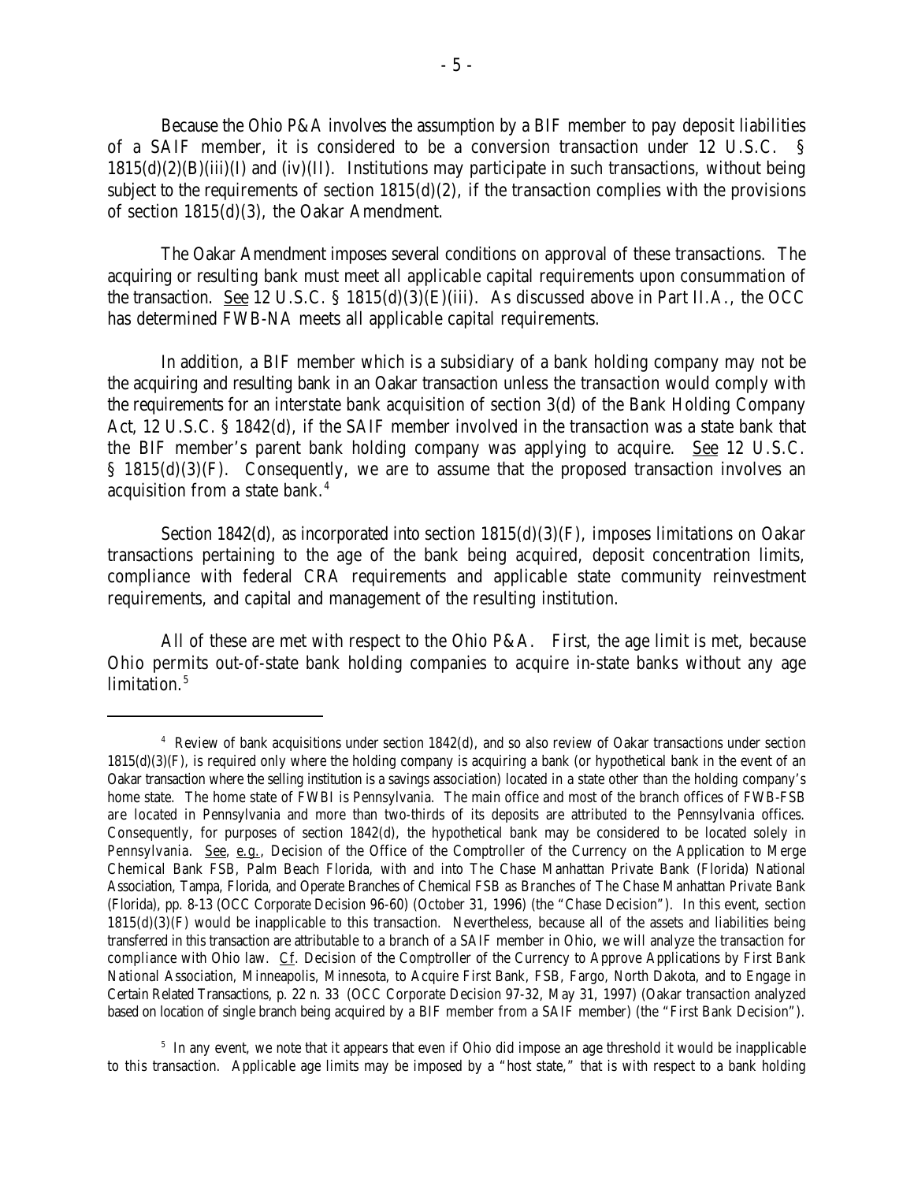Because the Ohio P&A involves the assumption by a BIF member to pay deposit liabilities of a SAIF member, it is considered to be a conversion transaction under 12 U.S.C. § 1815(d)(2)(B)(iii)(I) and (iv)(II). Institutions may participate in such transactions, without being subject to the requirements of section 1815(d)(2), if the transaction complies with the provisions of section 1815(d)(3), the Oakar Amendment.

The Oakar Amendment imposes several conditions on approval of these transactions. The acquiring or resulting bank must meet all applicable capital requirements upon consummation of the transaction. See 12 U.S.C. § 1815(d)(3)(E)(iii). As discussed above in Part II.A., the OCC has determined FWB-NA meets all applicable capital requirements.

In addition, a BIF member which is a subsidiary of a bank holding company may not be the acquiring and resulting bank in an Oakar transaction unless the transaction would comply with the requirements for an interstate bank acquisition of section 3(d) of the Bank Holding Company Act, 12 U.S.C. § 1842(d), if the SAIF member involved in the transaction was a state bank that the BIF member's parent bank holding company was applying to acquire. See 12 U.S.C. § 1815(d)(3)(F). Consequently, we are to assume that the proposed transaction involves an acquisition from a state bank.[4]

Section 1842(d), as incorporated into section 1815(d)(3)(F), imposes limitations on Oakar transactions pertaining to the age of the bank being acquired, deposit concentration limits, compliance with federal CRA requirements and applicable state community reinvestment requirements, and capital and management of the resulting institution.

All of these are met with respect to the Ohio P&A. First, the age limit is met, because Ohio permits out-of-state bank holding companies to acquire in-state banks without any age limitation.[5]

---

[4] Review of bank acquisitions under section 1842(d), and so also review of Oakar transactions under section 1815(d)(3)(F), is required only where the holding company is acquiring a bank (or hypothetical bank in the event of an Oakar transaction where the selling institution is a savings association) located in a state other than the holding company's home state. The home state of FWBI is Pennsylvania. The main office and most of the branch offices of FWB-FSB are located in Pennsylvania and more than two-thirds of its deposits are attributed to the Pennsylvania offices. Consequently, for purposes of section 1842(d), the hypothetical bank may be considered to be located solely in Pennsylvania. See, e.g., Decision of the Office of the Comptroller of the Currency on the Application to Merge Chemical Bank FSB, Palm Beach Florida, with and into The Chase Manhattan Private Bank (Florida) National Association, Tampa, Florida, and Operate Branches of Chemical FSB as Branches of The Chase Manhattan Private Bank (Florida), pp. 8-13 (OCC Corporate Decision 96-60) (October 31, 1996) (the "Chase Decision"). In this event, section 1815(d)(3)(F) would be inapplicable to this transaction. Nevertheless, because all of the assets and liabilities being transferred in this transaction are attributable to a branch of a SAIF member in Ohio, we will analyze the transaction for compliance with Ohio law. Cf. Decision of the Comptroller of the Currency to Approve Applications by First Bank National Association, Minneapolis, Minnesota, to Acquire First Bank, FSB, Fargo, North Dakota, and to Engage in Certain Related Transactions, p. 22 n. 33 (OCC Corporate Decision 97-32, May 31, 1997) (Oakar transaction analyzed based on location of single branch being acquired by a BIF member from a SAIF member) (the "First Bank Decision").

[5] In any event, we note that it appears that even if Ohio did impose an age threshold it would be inapplicable to this transaction. Applicable age limits may be imposed by a "host state," that is with respect to a bank holding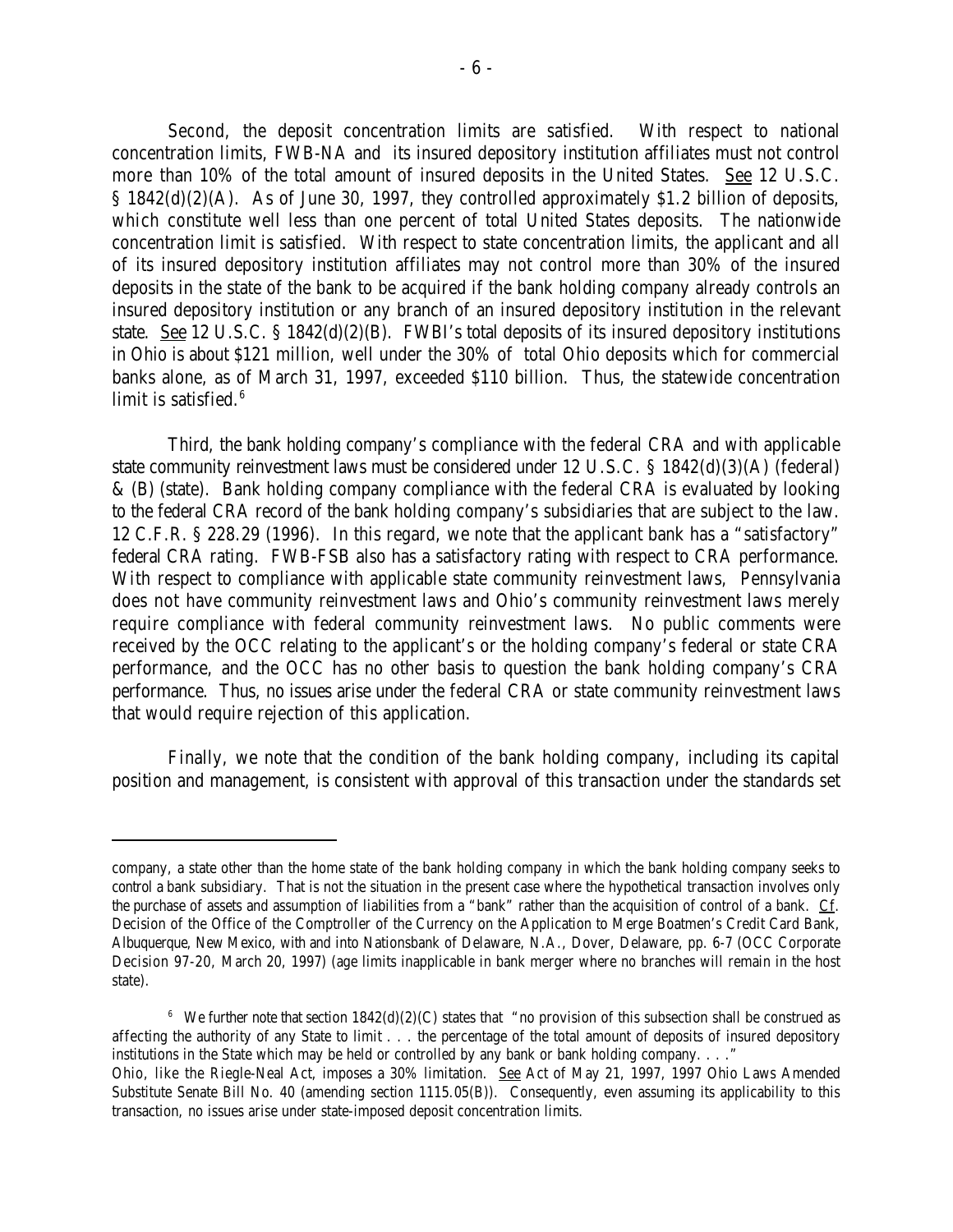Second, the deposit concentration limits are satisfied. With respect to national concentration limits, FWB-NA and its insured depository institution affiliates must not control more than 10% of the total amount of insured deposits in the United States. See 12 U.S.C. § 1842(d)(2)(A). As of June 30, 1997, they controlled approximately $1.2 billion of deposits, which constitute well less than one percent of total United States deposits. The nationwide concentration limit is satisfied. With respect to state concentration limits, the applicant and all of its insured depository institution affiliates may not control more than 30% of the insured deposits in the state of the bank to be acquired if the bank holding company already controls an insured depository institution or any branch of an insured depository institution in the relevant state. See 12 U.S.C. § 1842(d)(2)(B). FWBI's total deposits of its insured depository institutions in Ohio is about $121 million, well under the 30% of total Ohio deposits which for commercial banks alone, as of March 31, 1997, exceeded $110 billion. Thus, the statewide concentration limit is satisfied.[6]

Third, the bank holding company's compliance with the federal CRA and with applicable state community reinvestment laws must be considered under 12 U.S.C. § 1842(d)(3)(A) (federal) & (B) (state). Bank holding company compliance with the federal CRA is evaluated by looking to the federal CRA record of the bank holding company's subsidiaries that are subject to the law. 12 C.F.R. § 228.29 (1996). In this regard, we note that the applicant bank has a "satisfactory" federal CRA rating. FWB-FSB also has a satisfactory rating with respect to CRA performance. With respect to compliance with applicable state community reinvestment laws, Pennsylvania does not have community reinvestment laws and Ohio's community reinvestment laws merely require compliance with federal community reinvestment laws. No public comments were received by the OCC relating to the applicant's or the holding company's federal or state CRA performance, and the OCC has no other basis to question the bank holding company's CRA performance. Thus, no issues arise under the federal CRA or state community reinvestment laws that would require rejection of this application.

Finally, we note that the condition of the bank holding company, including its capital position and management, is consistent with approval of this transaction under the standards set

---

company, a state other than the home state of the bank holding company in which the bank holding company seeks to control a bank subsidiary. That is not the situation in the present case where the hypothetical transaction involves only the purchase of assets and assumption of liabilities from a "bank" rather than the acquisition of control of a bank. Cf. Decision of the Office of the Comptroller of the Currency on the Application to Merge Boatmen's Credit Card Bank, Albuquerque, New Mexico, with and into Nationsbank of Delaware, N.A., Dover, Delaware, pp. 6-7 (OCC Corporate Decision 97-20, March 20, 1997) (age limits inapplicable in bank merger where no branches will remain in the host state).

[6] We further note that section 1842(d)(2)(C) states that "no provision of this subsection shall be construed as affecting the authority of any State to limit . . . the percentage of the total amount of deposits of insured depository institutions in the State which may be held or controlled by any bank or bank holding company. . . ." Ohio, like the Riegle-Neal Act, imposes a 30% limitation. See Act of May 21, 1997, 1997 Ohio Laws Amended Substitute Senate Bill No. 40 (amending section 1115.05(B)). Consequently, even assuming its applicability to this transaction, no issues arise under state-imposed deposit concentration limits.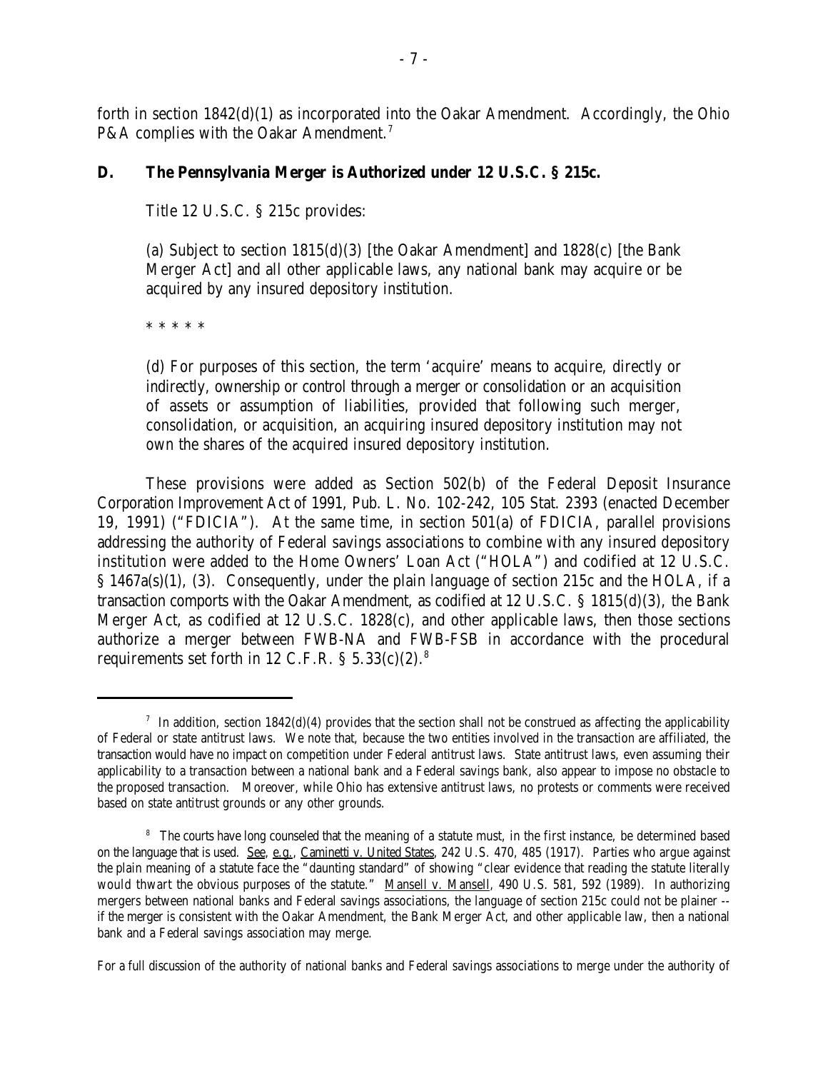forth in section 1842(d)(1) as incorporated into the Oakar Amendment. Accordingly, the Ohio P&A complies with the Oakar Amendment.[7]

### D. The Pennsylvania Merger is Authorized under 12 U.S.C. § 215c.

Title 12 U.S.C. § 215c provides:

> (a) Subject to section 1815(d)(3) [the Oakar Amendment] and 1828(c) [the Bank Merger Act] and all other applicable laws, any national bank may acquire or be acquired by any insured depository institution.
>
> * * * * *
>
> (d) For purposes of this section, the term 'acquire' means to acquire, directly or indirectly, ownership or control through a merger or consolidation or an acquisition of assets or assumption of liabilities, provided that following such merger, consolidation, or acquisition, an acquiring insured depository institution may not own the shares of the acquired insured depository institution.

These provisions were added as Section 502(b) of the Federal Deposit Insurance Corporation Improvement Act of 1991, Pub. L. No. 102-242, 105 Stat. 2393 (enacted December 19, 1991) ("FDICIA"). At the same time, in section 501(a) of FDICIA, parallel provisions addressing the authority of Federal savings associations to combine with any insured depository institution were added to the Home Owners' Loan Act ("HOLA") and codified at 12 U.S.C. § 1467a(s)(1), (3). Consequently, under the plain language of section 215c and the HOLA, if a transaction comports with the Oakar Amendment, as codified at 12 U.S.C. § 1815(d)(3), the Bank Merger Act, as codified at 12 U.S.C. 1828(c), and other applicable laws, then those sections authorize a merger between FWB-NA and FWB-FSB in accordance with the procedural requirements set forth in 12 C.F.R. § 5.33(c)(2).[8]

---

[7] In addition, section 1842(d)(4) provides that the section shall not be construed as affecting the applicability of Federal or state antitrust laws. We note that, because the two entities involved in the transaction are affiliated, the transaction would have no impact on competition under Federal antitrust laws. State antitrust laws, even assuming their applicability to a transaction between a national bank and a Federal savings bank, also appear to impose no obstacle to the proposed transaction. Moreover, while Ohio has extensive antitrust laws, no protests or comments were received based on state antitrust grounds or any other grounds.

[8] The courts have long counseled that the meaning of a statute must, in the first instance, be determined based on the language that is used. See, e.g., Caminetti v. United States, 242 U.S. 470, 485 (1917). Parties who argue against the plain meaning of a statute face the "daunting standard" of showing "clear evidence that reading the statute literally would thwart the obvious purposes of the statute." Mansell v. Mansell, 490 U.S. 581, 592 (1989). In authorizing mergers between national banks and Federal savings associations, the language of section 215c could not be plainer -- if the merger is consistent with the Oakar Amendment, the Bank Merger Act, and other applicable law, then a national bank and a Federal savings association may merge.

For a full discussion of the authority of national banks and Federal savings associations to merge under the authority of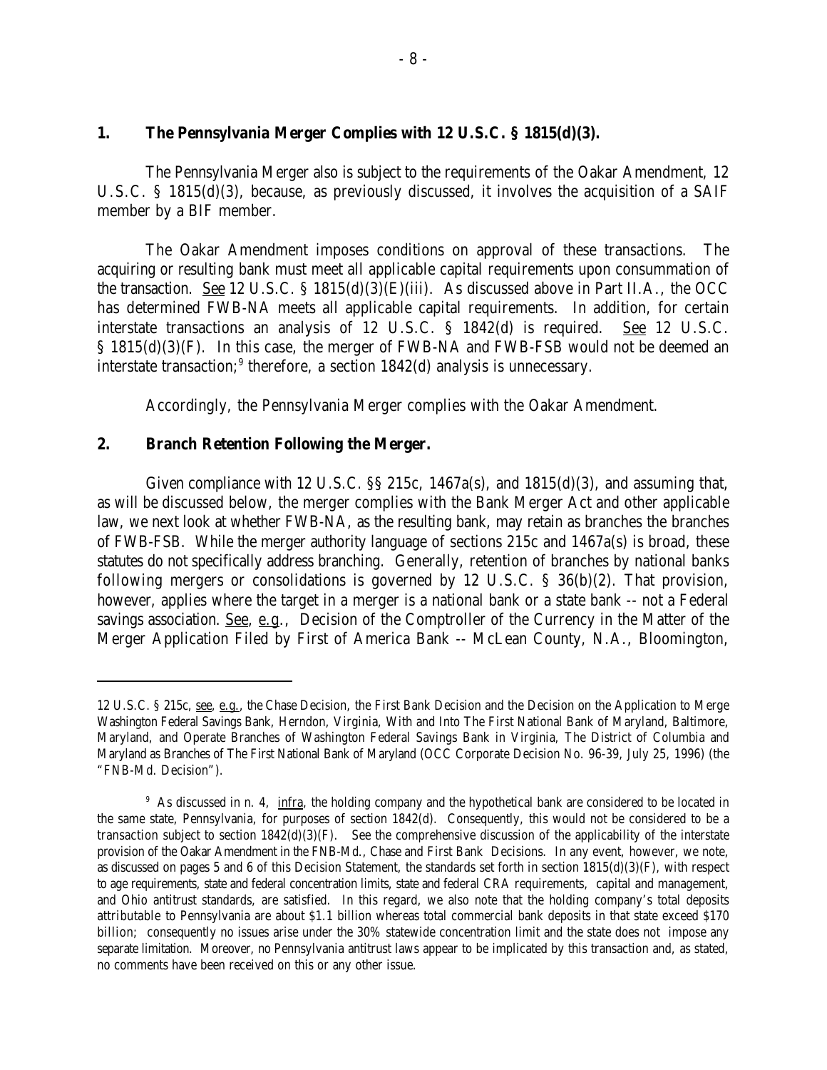## 1. The Pennsylvania Merger Complies with 12 U.S.C. § 1815(d)(3).

The Pennsylvania Merger also is subject to the requirements of the Oakar Amendment, 12 U.S.C. § 1815(d)(3), because, as previously discussed, it involves the acquisition of a SAIF member by a BIF member.

The Oakar Amendment imposes conditions on approval of these transactions. The acquiring or resulting bank must meet all applicable capital requirements upon consummation of the transaction. See 12 U.S.C. § 1815(d)(3)(E)(iii). As discussed above in Part II.A., the OCC has determined FWB-NA meets all applicable capital requirements. In addition, for certain interstate transactions an analysis of 12 U.S.C. § 1842(d) is required. See 12 U.S.C. § 1815(d)(3)(F). In this case, the merger of FWB-NA and FWB-FSB would not be deemed an interstate transaction;[9] therefore, a section 1842(d) analysis is unnecessary.

Accordingly, the Pennsylvania Merger complies with the Oakar Amendment.

## 2. Branch Retention Following the Merger.

Given compliance with 12 U.S.C. §§ 215c, 1467a(s), and 1815(d)(3), and assuming that, as will be discussed below, the merger complies with the Bank Merger Act and other applicable law, we next look at whether FWB-NA, as the resulting bank, may retain as branches the branches of FWB-FSB. While the merger authority language of sections 215c and 1467a(s) is broad, these statutes do not specifically address branching. Generally, retention of branches by national banks following mergers or consolidations is governed by 12 U.S.C. § 36(b)(2). That provision, however, applies where the target in a merger is a national bank or a state bank -- not a Federal savings association. See, e.g., Decision of the Comptroller of the Currency in the Matter of the Merger Application Filed by First of America Bank -- McLean County, N.A., Bloomington,

---

12 U.S.C. § 215c, see, e.g., the Chase Decision, the First Bank Decision and the Decision on the Application to Merge Washington Federal Savings Bank, Herndon, Virginia, With and Into The First National Bank of Maryland, Baltimore, Maryland, and Operate Branches of Washington Federal Savings Bank in Virginia, The District of Columbia and Maryland as Branches of The First National Bank of Maryland (OCC Corporate Decision No. 96-39, July 25, 1996) (the "FNB-Md. Decision").

[9] As discussed in n. 4, infra, the holding company and the hypothetical bank are considered to be located in the same state, Pennsylvania, for purposes of section 1842(d). Consequently, this would not be considered to be a transaction subject to section 1842(d)(3)(F). See the comprehensive discussion of the applicability of the interstate provision of the Oakar Amendment in the FNB-Md., Chase and First Bank Decisions. In any event, however, we note, as discussed on pages 5 and 6 of this Decision Statement, the standards set forth in section 1815(d)(3)(F), with respect to age requirements, state and federal concentration limits, state and federal CRA requirements, capital and management, and Ohio antitrust standards, are satisfied. In this regard, we also note that the holding company's total deposits attributable to Pennsylvania are about \$1.1 billion whereas total commercial bank deposits in that state exceed \$170 billion; consequently no issues arise under the 30% statewide concentration limit and the state does not impose any separate limitation. Moreover, no Pennsylvania antitrust laws appear to be implicated by this transaction and, as stated, no comments have been received on this or any other issue.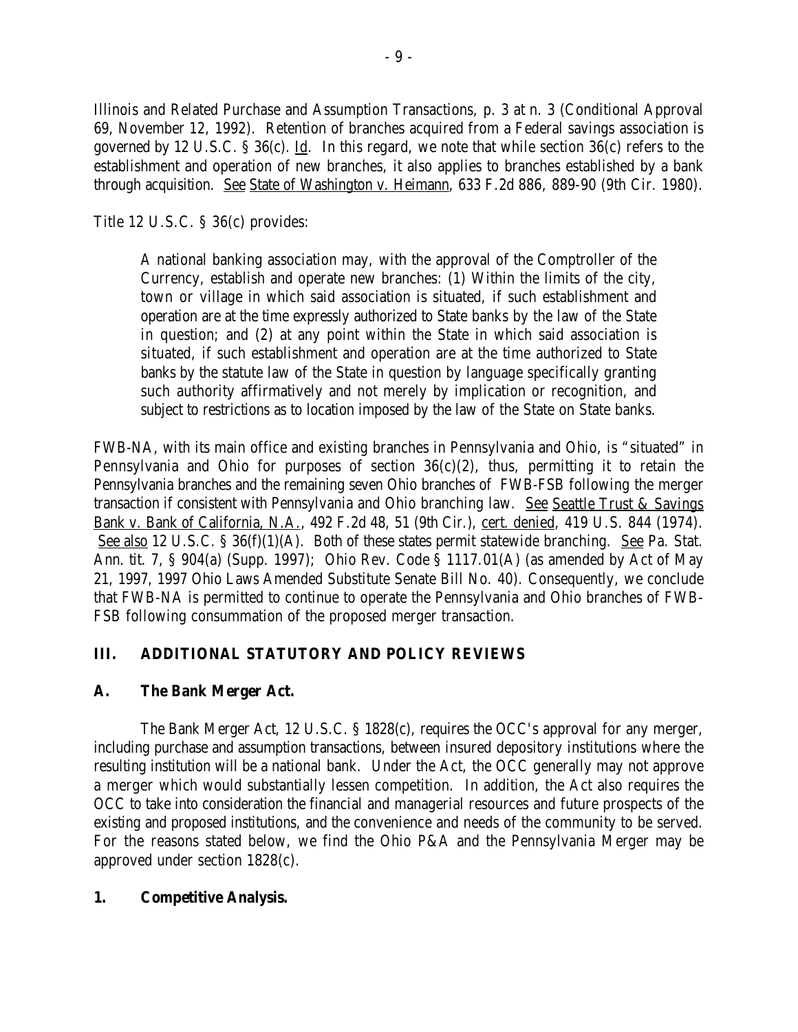Illinois and Related Purchase and Assumption Transactions, p. 3 at n. 3 (Conditional Approval 69, November 12, 1992). Retention of branches acquired from a Federal savings association is governed by 12 U.S.C. § 36(c). Id. In this regard, we note that while section 36(c) refers to the establishment and operation of new branches, it also applies to branches established by a bank through acquisition. See State of Washington v. Heimann, 633 F.2d 886, 889-90 (9th Cir. 1980).

Title 12 U.S.C. § 36(c) provides:

> A national banking association may, with the approval of the Comptroller of the Currency, establish and operate new branches: (1) Within the limits of the city, town or village in which said association is situated, if such establishment and operation are at the time expressly authorized to State banks by the law of the State in question; and (2) at any point within the State in which said association is situated, if such establishment and operation are at the time authorized to State banks by the statute law of the State in question by language specifically granting such authority affirmatively and not merely by implication or recognition, and subject to restrictions as to location imposed by the law of the State on State banks.

FWB-NA, with its main office and existing branches in Pennsylvania and Ohio, is "situated" in Pennsylvania and Ohio for purposes of section 36(c)(2), thus, permitting it to retain the Pennsylvania branches and the remaining seven Ohio branches of FWB-FSB following the merger transaction if consistent with Pennsylvania and Ohio branching law. See Seattle Trust & Savings Bank v. Bank of California, N.A., 492 F.2d 48, 51 (9th Cir.), cert. denied, 419 U.S. 844 (1974). See also 12 U.S.C. § 36(f)(1)(A). Both of these states permit statewide branching. See Pa. Stat. Ann. tit. 7, § 904(a) (Supp. 1997); Ohio Rev. Code § 1117.01(A) (as amended by Act of May 21, 1997, 1997 Ohio Laws Amended Substitute Senate Bill No. 40). Consequently, we conclude that FWB-NA is permitted to continue to operate the Pennsylvania and Ohio branches of FWB-FSB following consummation of the proposed merger transaction.

## III. ADDITIONAL STATUTORY AND POLICY REVIEWS

### A. The Bank Merger Act.

The Bank Merger Act, 12 U.S.C. § 1828(c), requires the OCC's approval for any merger, including purchase and assumption transactions, between insured depository institutions where the resulting institution will be a national bank. Under the Act, the OCC generally may not approve a merger which would substantially lessen competition. In addition, the Act also requires the OCC to take into consideration the financial and managerial resources and future prospects of the existing and proposed institutions, and the convenience and needs of the community to be served. For the reasons stated below, we find the Ohio P&A and the Pennsylvania Merger may be approved under section 1828(c).

#### 1. Competitive Analysis.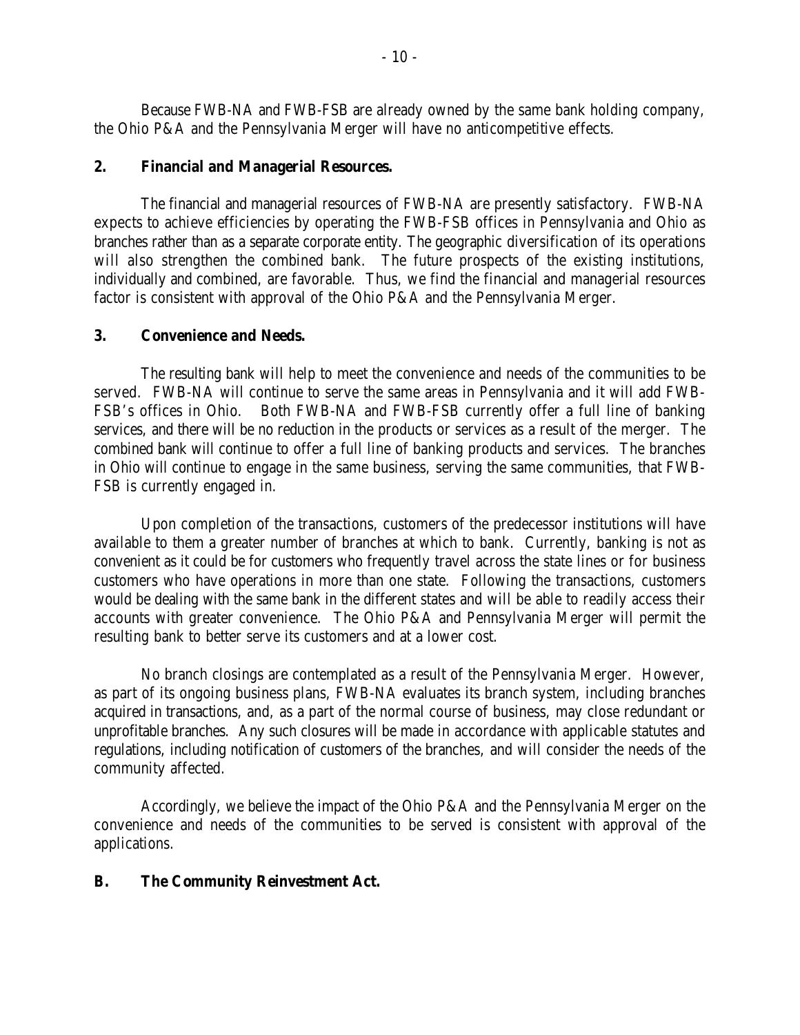Because FWB-NA and FWB-FSB are already owned by the same bank holding company, the Ohio P&A and the Pennsylvania Merger will have no anticompetitive effects.

**2. Financial and Managerial Resources.**

The financial and managerial resources of FWB-NA are presently satisfactory. FWB-NA expects to achieve efficiencies by operating the FWB-FSB offices in Pennsylvania and Ohio as branches rather than as a separate corporate entity. The geographic diversification of its operations will also strengthen the combined bank. The future prospects of the existing institutions, individually and combined, are favorable. Thus, we find the financial and managerial resources factor is consistent with approval of the Ohio P&A and the Pennsylvania Merger.

**3. Convenience and Needs.**

The resulting bank will help to meet the convenience and needs of the communities to be served. FWB-NA will continue to serve the same areas in Pennsylvania and it will add FWB-FSB's offices in Ohio. Both FWB-NA and FWB-FSB currently offer a full line of banking services, and there will be no reduction in the products or services as a result of the merger. The combined bank will continue to offer a full line of banking products and services. The branches in Ohio will continue to engage in the same business, serving the same communities, that FWB-FSB is currently engaged in.

Upon completion of the transactions, customers of the predecessor institutions will have available to them a greater number of branches at which to bank. Currently, banking is not as convenient as it could be for customers who frequently travel across the state lines or for business customers who have operations in more than one state. Following the transactions, customers would be dealing with the same bank in the different states and will be able to readily access their accounts with greater convenience. The Ohio P&A and Pennsylvania Merger will permit the resulting bank to better serve its customers and at a lower cost.

No branch closings are contemplated as a result of the Pennsylvania Merger. However, as part of its ongoing business plans, FWB-NA evaluates its branch system, including branches acquired in transactions, and, as a part of the normal course of business, may close redundant or unprofitable branches. Any such closures will be made in accordance with applicable statutes and regulations, including notification of customers of the branches, and will consider the needs of the community affected.

Accordingly, we believe the impact of the Ohio P&A and the Pennsylvania Merger on the convenience and needs of the communities to be served is consistent with approval of the applications.

**B. The Community Reinvestment Act.**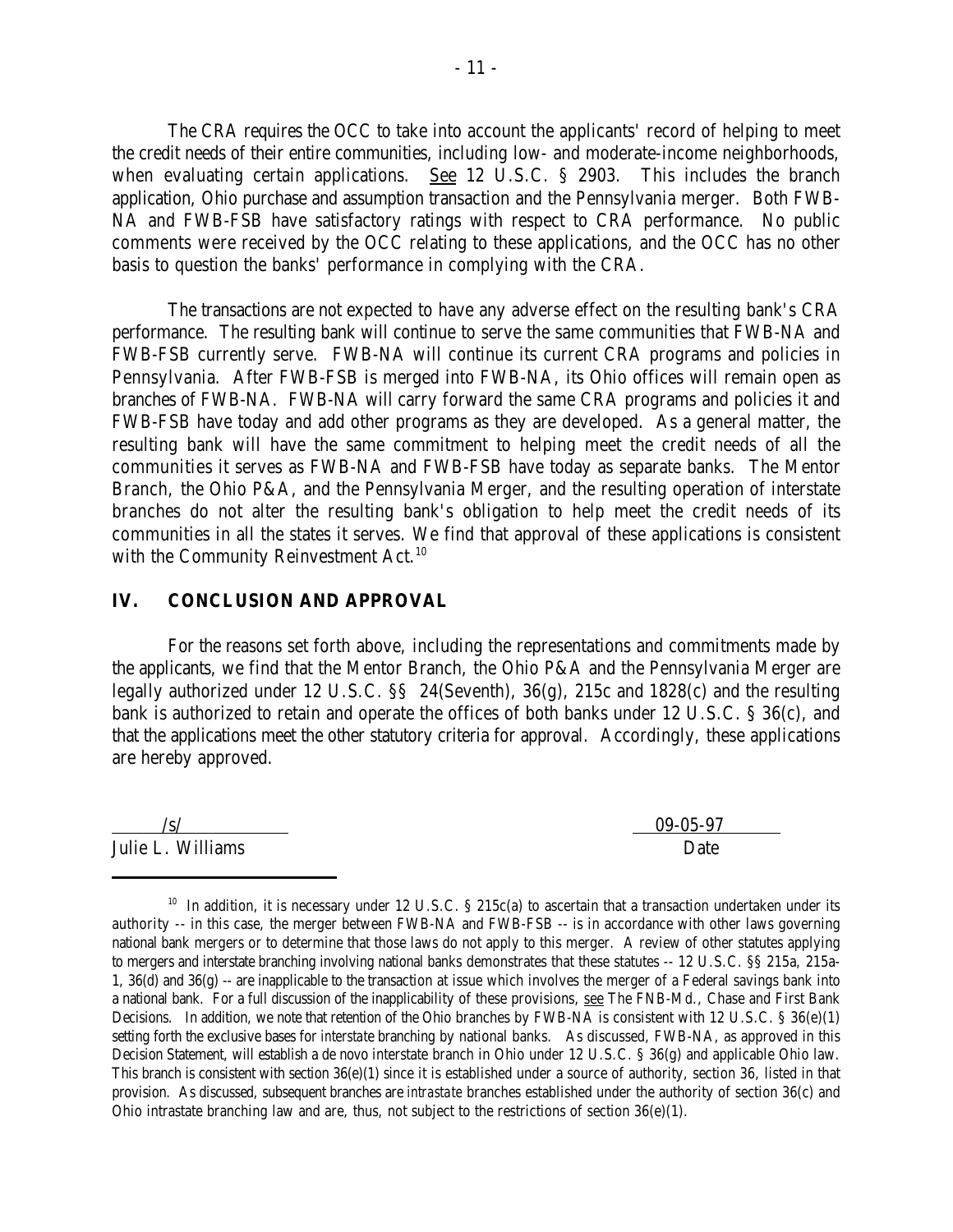The CRA requires the OCC to take into account the applicants' record of helping to meet the credit needs of their entire communities, including low- and moderate-income neighborhoods, when evaluating certain applications. See 12 U.S.C. § 2903. This includes the branch application, Ohio purchase and assumption transaction and the Pennsylvania merger. Both FWB-NA and FWB-FSB have satisfactory ratings with respect to CRA performance. No public comments were received by the OCC relating to these applications, and the OCC has no other basis to question the banks' performance in complying with the CRA.

The transactions are not expected to have any adverse effect on the resulting bank's CRA performance. The resulting bank will continue to serve the same communities that FWB-NA and FWB-FSB currently serve. FWB-NA will continue its current CRA programs and policies in Pennsylvania. After FWB-FSB is merged into FWB-NA, its Ohio offices will remain open as branches of FWB-NA. FWB-NA will carry forward the same CRA programs and policies it and FWB-FSB have today and add other programs as they are developed. As a general matter, the resulting bank will have the same commitment to helping meet the credit needs of all the communities it serves as FWB-NA and FWB-FSB have today as separate banks. The Mentor Branch, the Ohio P&A, and the Pennsylvania Merger, and the resulting operation of interstate branches do not alter the resulting bank's obligation to help meet the credit needs of its communities in all the states it serves. We find that approval of these applications is consistent with the Community Reinvestment Act.[10]

## IV. CONCLUSION AND APPROVAL

For the reasons set forth above, including the representations and commitments made by the applicants, we find that the Mentor Branch, the Ohio P&A and the Pennsylvania Merger are legally authorized under 12 U.S.C. §§ 24(Seventh), 36(g), 215c and 1828(c) and the resulting bank is authorized to retain and operate the offices of both banks under 12 U.S.C. § 36(c), and that the applications meet the other statutory criteria for approval. Accordingly, these applications are hereby approved.

/s/ 09-05-97

Julie L. Williams Date

[10] In addition, it is necessary under 12 U.S.C. § 215c(a) to ascertain that a transaction undertaken under its authority -- in this case, the merger between FWB-NA and FWB-FSB -- is in accordance with other laws governing national bank mergers or to determine that those laws do not apply to this merger. A review of other statutes applying to mergers and interstate branching involving national banks demonstrates that these statutes -- 12 U.S.C. §§ 215a, 215a-1, 36(d) and 36(g) -- are inapplicable to the transaction at issue which involves the merger of a Federal savings bank into a national bank. For a full discussion of the inapplicability of these provisions, see The FNB-Md., Chase and First Bank Decisions. In addition, we note that retention of the Ohio branches by FWB-NA is consistent with 12 U.S.C. § 36(e)(1) setting forth the exclusive bases for *interstate* branching by national banks. As discussed, FWB-NA, as approved in this Decision Statement, will establish a de novo interstate branch in Ohio under 12 U.S.C. § 36(g) and applicable Ohio law. This branch is consistent with section 36(e)(1) since it is established under a source of authority, section 36, listed in that provision. As discussed, subsequent branches are *intrastate* branches established under the authority of section 36(c) and Ohio intrastate branching law and are, thus, not subject to the restrictions of section 36(e)(1).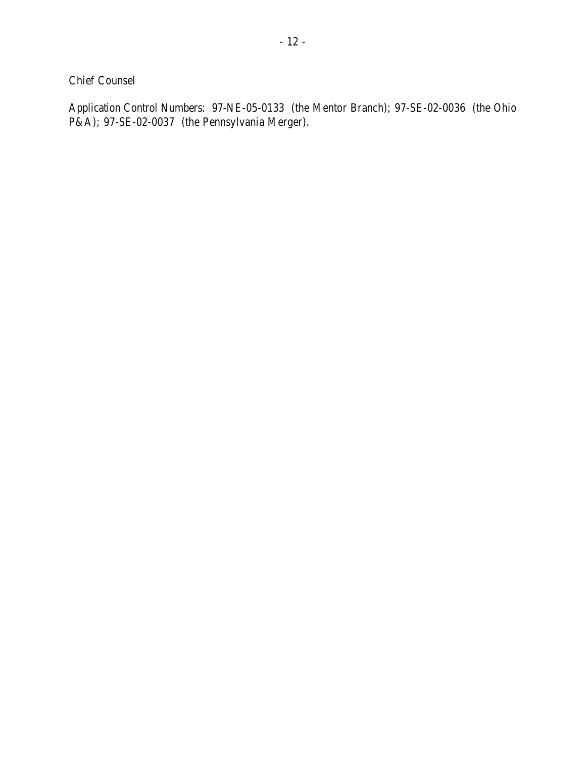Chief Counsel

Application Control Numbers: 97-NE-05-0133 (the Mentor Branch); 97-SE-02-0036 (the Ohio P&A); 97-SE-02-0037 (the Pennsylvania Merger).